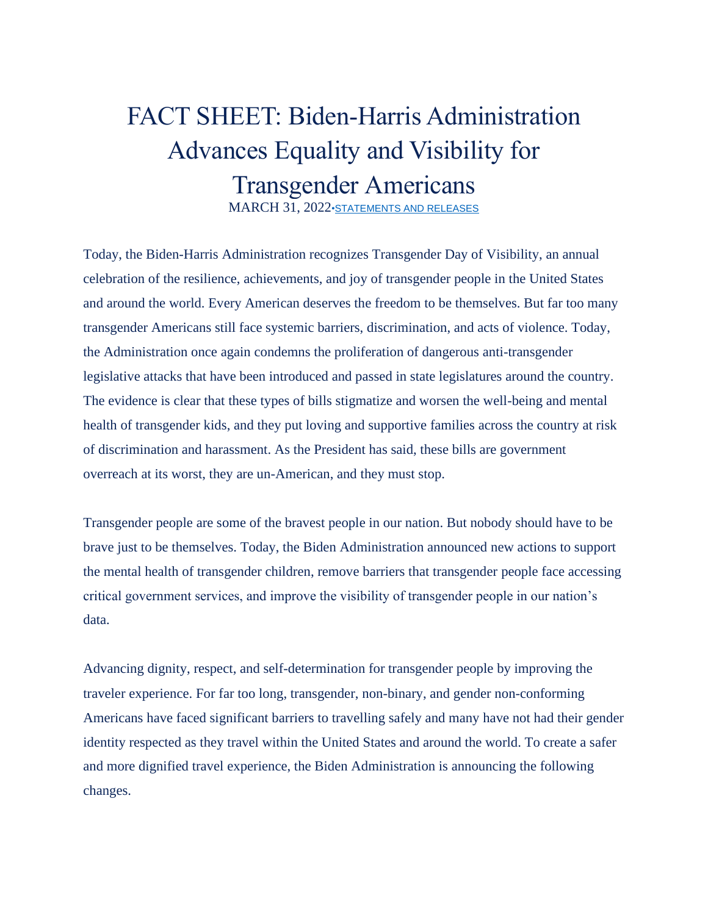# FACT SHEET: Biden-Harris Administration Advances Equality and Visibility for Transgender Americans

MARCH 31, 2022•STATEMENTS AND RELEASES

Today, the Biden-Harris Administration recognizes Transgender Day of Visibility, an annual celebration of the resilience, achievements, and joy of transgender people in the United States and around the world. Every American deserves the freedom to be themselves. But far too many transgender Americans still face systemic barriers, discrimination, and acts of violence. Today, the Administration once again condemns the proliferation of dangerous anti-transgender legislative attacks that have been introduced and passed in state legislatures around the country. The evidence is clear that these types of bills stigmatize and worsen the well-being and mental health of transgender kids, and they put loving and supportive families across the country at risk of discrimination and harassment. As the President has said, these bills are government overreach at its worst, they are un-American, and they must stop.

Transgender people are some of the bravest people in our nation. But nobody should have to be brave just to be themselves. Today, the Biden Administration announced new actions to support the mental health of transgender children, remove barriers that transgender people face accessing critical government services, and improve the visibility of transgender people in our nation's data.

Advancing dignity, respect, and self-determination for transgender people by improving the traveler experience. For far too long, transgender, non-binary, and gender non-conforming Americans have faced significant barriers to travelling safely and many have not had their gender identity respected as they travel within the United States and around the world. To create a safer and more dignified travel experience, the Biden Administration is announcing the following changes.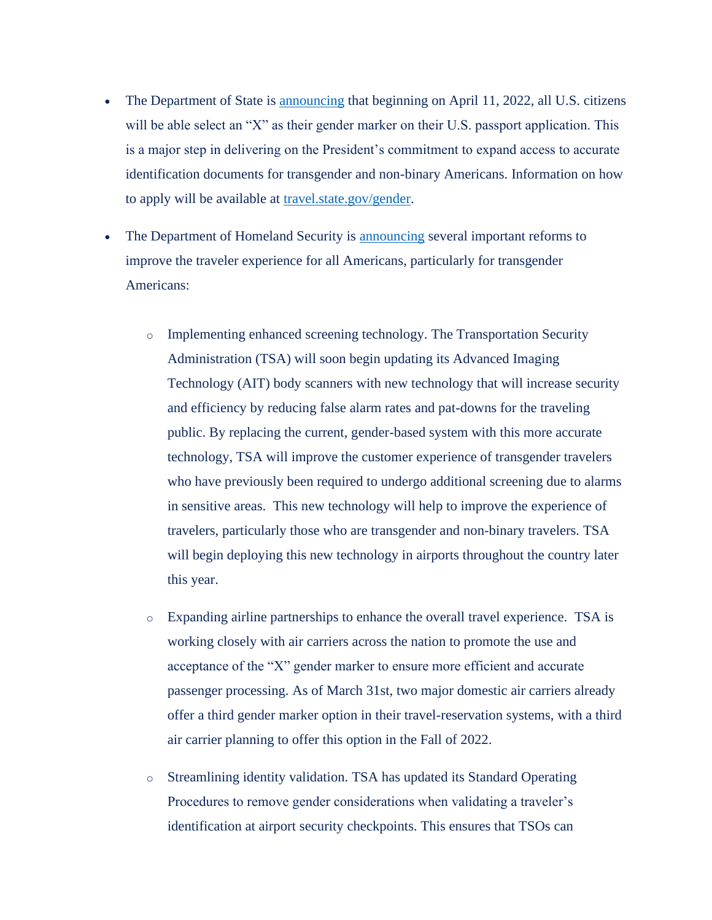- The Department of State is announcing that beginning on April 11, 2022, all U.S. citizens will be able select an "X" as their gender marker on their U.S. passport application. This is a major step in delivering on the President's commitment to expand access to accurate identification documents for transgender and non-binary Americans. Information on how to apply will be available at travel.state.gov/gender.

- The Department of Homeland Security is announcing several important reforms to improve the traveler experience for all Americans, particularly for transgender Americans:

  - Implementing enhanced screening technology. The Transportation Security Administration (TSA) will soon begin updating its Advanced Imaging Technology (AIT) body scanners with new technology that will increase security and efficiency by reducing false alarm rates and pat-downs for the traveling public. By replacing the current, gender-based system with this more accurate technology, TSA will improve the customer experience of transgender travelers who have previously been required to undergo additional screening due to alarms in sensitive areas. This new technology will help to improve the experience of travelers, particularly those who are transgender and non-binary travelers. TSA will begin deploying this new technology in airports throughout the country later this year.

  - Expanding airline partnerships to enhance the overall travel experience. TSA is working closely with air carriers across the nation to promote the use and acceptance of the "X" gender marker to ensure more efficient and accurate passenger processing. As of March 31st, two major domestic air carriers already offer a third gender marker option in their travel-reservation systems, with a third air carrier planning to offer this option in the Fall of 2022.

  - Streamlining identity validation. TSA has updated its Standard Operating Procedures to remove gender considerations when validating a traveler's identification at airport security checkpoints. This ensures that TSOs can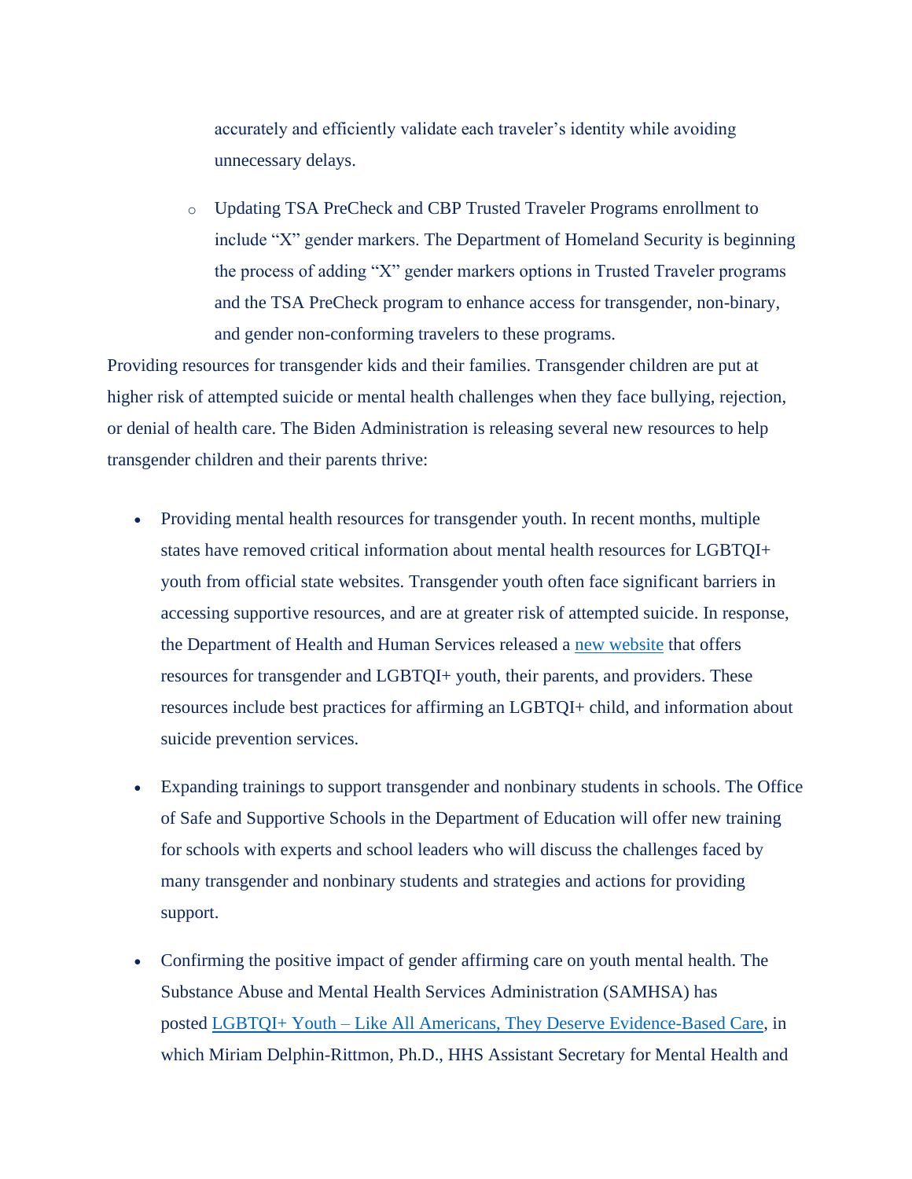accurately and efficiently validate each traveler's identity while avoiding unnecessary delays.

    - Updating TSA PreCheck and CBP Trusted Traveler Programs enrollment to include "X" gender markers. The Department of Homeland Security is beginning the process of adding "X" gender markers options in Trusted Traveler programs and the TSA PreCheck program to enhance access for transgender, non-binary, and gender non-conforming travelers to these programs.

Providing resources for transgender kids and their families. Transgender children are put at higher risk of attempted suicide or mental health challenges when they face bullying, rejection, or denial of health care. The Biden Administration is releasing several new resources to help transgender children and their parents thrive:

- Providing mental health resources for transgender youth. In recent months, multiple states have removed critical information about mental health resources for LGBTQI+ youth from official state websites. Transgender youth often face significant barriers in accessing supportive resources, and are at greater risk of attempted suicide. In response, the Department of Health and Human Services released a new website that offers resources for transgender and LGBTQI+ youth, their parents, and providers. These resources include best practices for affirming an LGBTQI+ child, and information about suicide prevention services.

- Expanding trainings to support transgender and nonbinary students in schools. The Office of Safe and Supportive Schools in the Department of Education will offer new training for schools with experts and school leaders who will discuss the challenges faced by many transgender and nonbinary students and strategies and actions for providing support.

- Confirming the positive impact of gender affirming care on youth mental health. The Substance Abuse and Mental Health Services Administration (SAMHSA) has posted LGBTQI+ Youth – Like All Americans, They Deserve Evidence-Based Care, in which Miriam Delphin-Rittmon, Ph.D., HHS Assistant Secretary for Mental Health and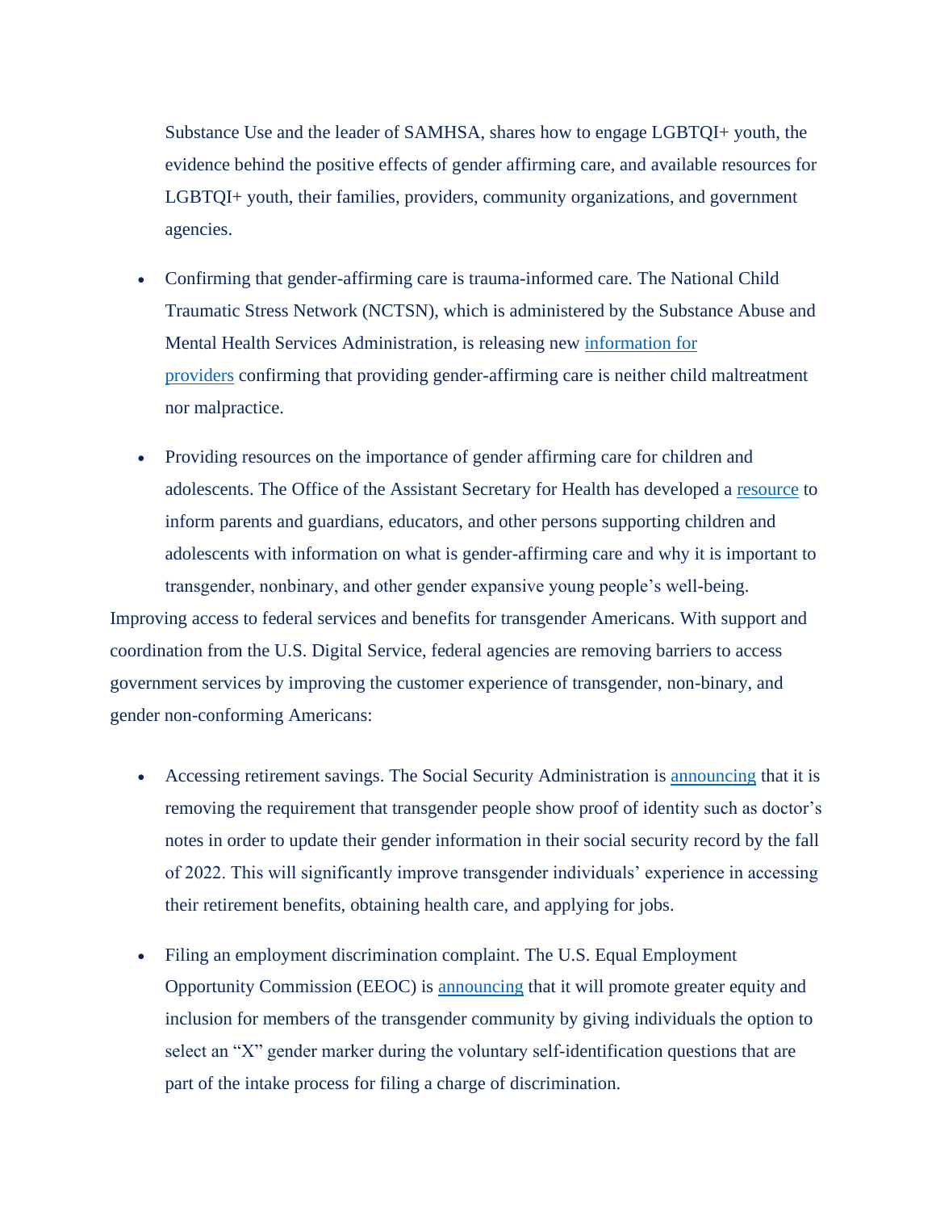Substance Use and the leader of SAMHSA, shares how to engage LGBTQI+ youth, the evidence behind the positive effects of gender affirming care, and available resources for LGBTQI+ youth, their families, providers, community organizations, and government agencies.

- Confirming that gender-affirming care is trauma-informed care. The National Child Traumatic Stress Network (NCTSN), which is administered by the Substance Abuse and Mental Health Services Administration, is releasing new [information for providers](#) confirming that providing gender-affirming care is neither child maltreatment nor malpractice.
- Providing resources on the importance of gender affirming care for children and adolescents. The Office of the Assistant Secretary for Health has developed a [resource](#) to inform parents and guardians, educators, and other persons supporting children and adolescents with information on what is gender-affirming care and why it is important to transgender, nonbinary, and other gender expansive young people's well-being.

Improving access to federal services and benefits for transgender Americans. With support and coordination from the U.S. Digital Service, federal agencies are removing barriers to access government services by improving the customer experience of transgender, non-binary, and gender non-conforming Americans:

- Accessing retirement savings. The Social Security Administration is [announcing](#) that it is removing the requirement that transgender people show proof of identity such as doctor's notes in order to update their gender information in their social security record by the fall of 2022. This will significantly improve transgender individuals' experience in accessing their retirement benefits, obtaining health care, and applying for jobs.
- Filing an employment discrimination complaint. The U.S. Equal Employment Opportunity Commission (EEOC) is [announcing](#) that it will promote greater equity and inclusion for members of the transgender community by giving individuals the option to select an "X" gender marker during the voluntary self-identification questions that are part of the intake process for filing a charge of discrimination.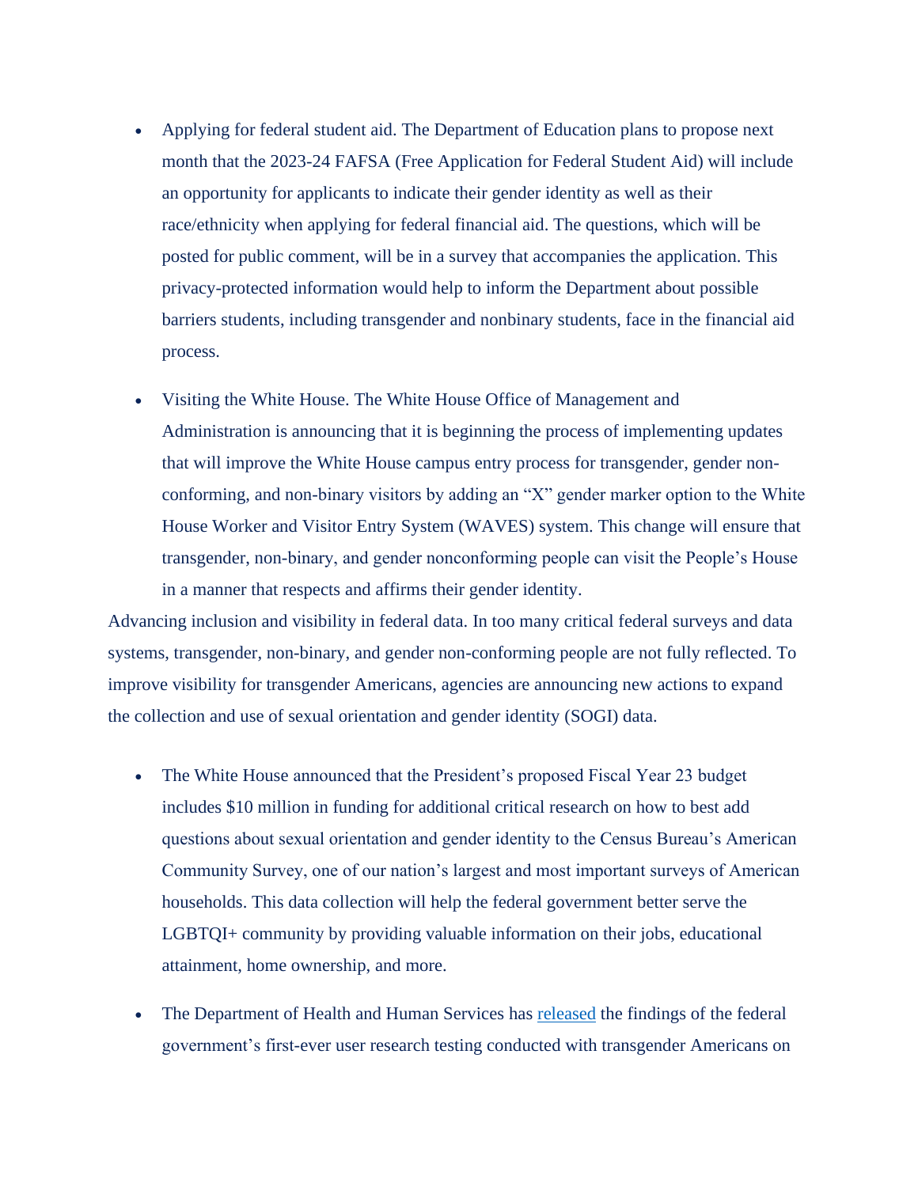- Applying for federal student aid. The Department of Education plans to propose next month that the 2023-24 FAFSA (Free Application for Federal Student Aid) will include an opportunity for applicants to indicate their gender identity as well as their race/ethnicity when applying for federal financial aid. The questions, which will be posted for public comment, will be in a survey that accompanies the application. This privacy-protected information would help to inform the Department about possible barriers students, including transgender and nonbinary students, face in the financial aid process.
- Visiting the White House. The White House Office of Management and Administration is announcing that it is beginning the process of implementing updates that will improve the White House campus entry process for transgender, gender non-conforming, and non-binary visitors by adding an "X" gender marker option to the White House Worker and Visitor Entry System (WAVES) system. This change will ensure that transgender, non-binary, and gender nonconforming people can visit the People's House in a manner that respects and affirms their gender identity.

Advancing inclusion and visibility in federal data. In too many critical federal surveys and data systems, transgender, non-binary, and gender non-conforming people are not fully reflected. To improve visibility for transgender Americans, agencies are announcing new actions to expand the collection and use of sexual orientation and gender identity (SOGI) data.

- The White House announced that the President's proposed Fiscal Year 23 budget includes $10 million in funding for additional critical research on how to best add questions about sexual orientation and gender identity to the Census Bureau's American Community Survey, one of our nation's largest and most important surveys of American households. This data collection will help the federal government better serve the LGBTQI+ community by providing valuable information on their jobs, educational attainment, home ownership, and more.
- The Department of Health and Human Services has released the findings of the federal government's first-ever user research testing conducted with transgender Americans on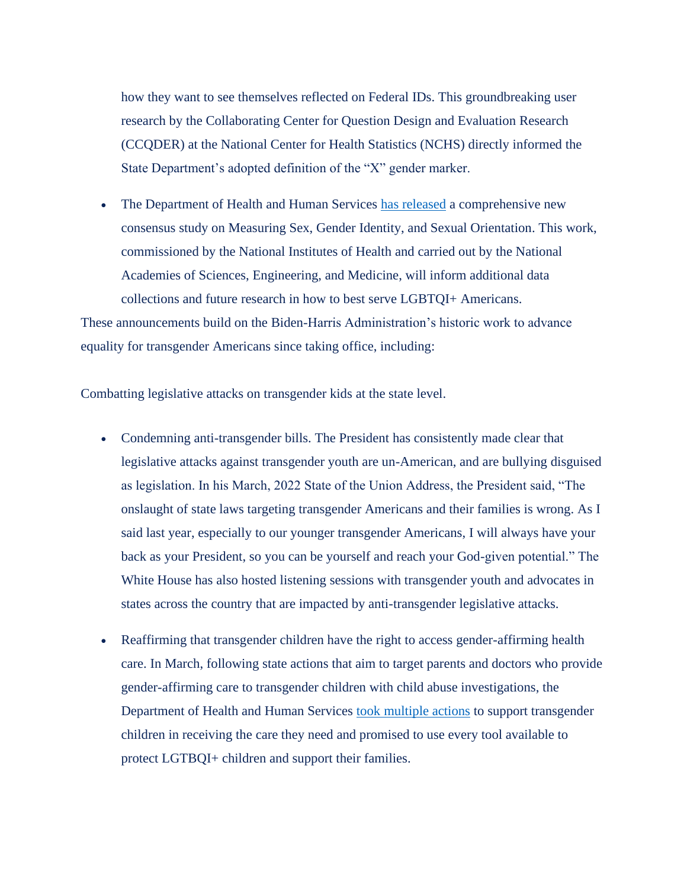how they want to see themselves reflected on Federal IDs. This groundbreaking user research by the Collaborating Center for Question Design and Evaluation Research (CCQDER) at the National Center for Health Statistics (NCHS) directly informed the State Department's adopted definition of the "X" gender marker.

- The Department of Health and Human Services has released a comprehensive new consensus study on Measuring Sex, Gender Identity, and Sexual Orientation. This work, commissioned by the National Institutes of Health and carried out by the National Academies of Sciences, Engineering, and Medicine, will inform additional data collections and future research in how to best serve LGBTQI+ Americans.

These announcements build on the Biden-Harris Administration's historic work to advance equality for transgender Americans since taking office, including:

Combatting legislative attacks on transgender kids at the state level.

- Condemning anti-transgender bills. The President has consistently made clear that legislative attacks against transgender youth are un-American, and are bullying disguised as legislation. In his March, 2022 State of the Union Address, the President said, "The onslaught of state laws targeting transgender Americans and their families is wrong. As I said last year, especially to our younger transgender Americans, I will always have your back as your President, so you can be yourself and reach your God-given potential." The White House has also hosted listening sessions with transgender youth and advocates in states across the country that are impacted by anti-transgender legislative attacks.
- Reaffirming that transgender children have the right to access gender-affirming health care. In March, following state actions that aim to target parents and doctors who provide gender-affirming care to transgender children with child abuse investigations, the Department of Health and Human Services took multiple actions to support transgender children in receiving the care they need and promised to use every tool available to protect LGTBQI+ children and support their families.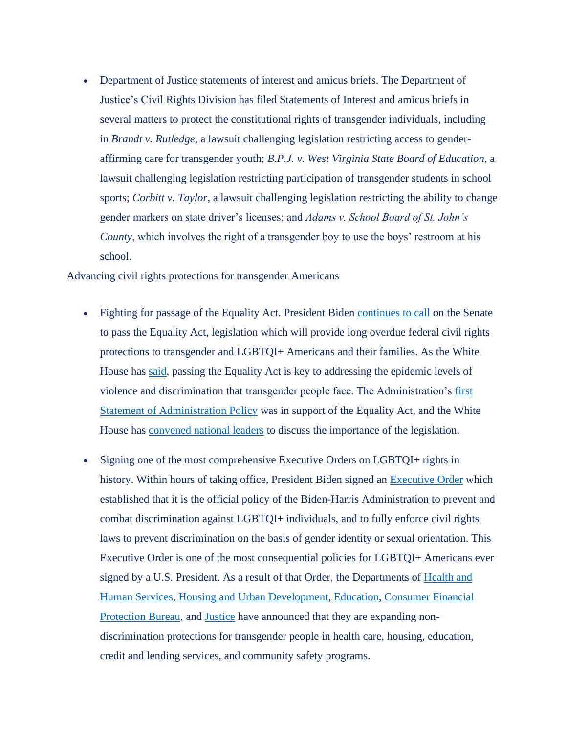- Department of Justice statements of interest and amicus briefs. The Department of Justice's Civil Rights Division has filed Statements of Interest and amicus briefs in several matters to protect the constitutional rights of transgender individuals, including in *Brandt v. Rutledge*, a lawsuit challenging legislation restricting access to gender-affirming care for transgender youth; *B.P.J. v. West Virginia State Board of Education*, a lawsuit challenging legislation restricting participation of transgender students in school sports; *Corbitt v. Taylor*, a lawsuit challenging legislation restricting the ability to change gender markers on state driver's licenses; and *Adams v. School Board of St. John's County*, which involves the right of a transgender boy to use the boys' restroom at his school.

Advancing civil rights protections for transgender Americans

- Fighting for passage of the Equality Act. President Biden continues to call on the Senate to pass the Equality Act, legislation which will provide long overdue federal civil rights protections to transgender and LGBTQI+ Americans and their families. As the White House has said, passing the Equality Act is key to addressing the epidemic levels of violence and discrimination that transgender people face. The Administration's first Statement of Administration Policy was in support of the Equality Act, and the White House has convened national leaders to discuss the importance of the legislation.

- Signing one of the most comprehensive Executive Orders on LGBTQI+ rights in history. Within hours of taking office, President Biden signed an Executive Order which established that it is the official policy of the Biden-Harris Administration to prevent and combat discrimination against LGBTQI+ individuals, and to fully enforce civil rights laws to prevent discrimination on the basis of gender identity or sexual orientation. This Executive Order is one of the most consequential policies for LGBTQI+ Americans ever signed by a U.S. President. As a result of that Order, the Departments of Health and Human Services, Housing and Urban Development, Education, Consumer Financial Protection Bureau, and Justice have announced that they are expanding non-discrimination protections for transgender people in health care, housing, education, credit and lending services, and community safety programs.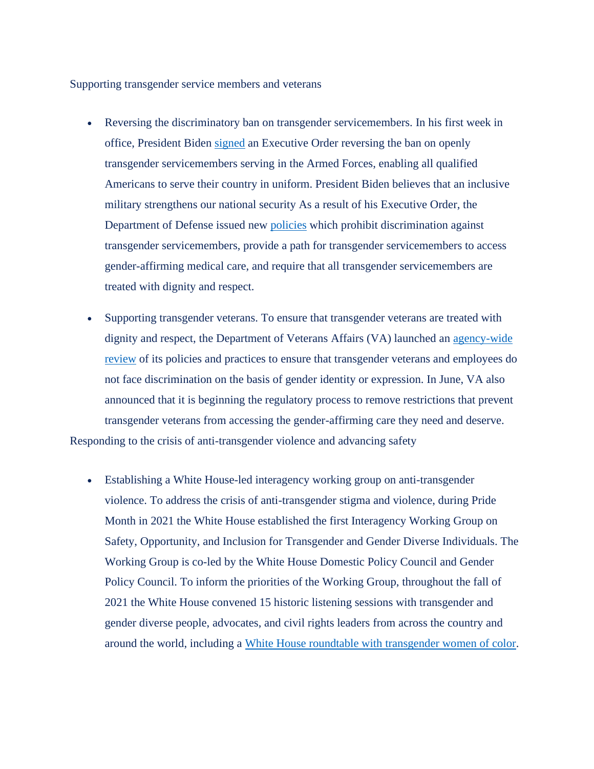Supporting transgender service members and veterans

- Reversing the discriminatory ban on transgender servicemembers. In his first week in office, President Biden signed an Executive Order reversing the ban on openly transgender servicemembers serving in the Armed Forces, enabling all qualified Americans to serve their country in uniform. President Biden believes that an inclusive military strengthens our national security As a result of his Executive Order, the Department of Defense issued new policies which prohibit discrimination against transgender servicemembers, provide a path for transgender servicemembers to access gender-affirming medical care, and require that all transgender servicemembers are treated with dignity and respect.
- Supporting transgender veterans. To ensure that transgender veterans are treated with dignity and respect, the Department of Veterans Affairs (VA) launched an agency-wide review of its policies and practices to ensure that transgender veterans and employees do not face discrimination on the basis of gender identity or expression. In June, VA also announced that it is beginning the regulatory process to remove restrictions that prevent transgender veterans from accessing the gender-affirming care they need and deserve.

Responding to the crisis of anti-transgender violence and advancing safety

- Establishing a White House-led interagency working group on anti-transgender violence. To address the crisis of anti-transgender stigma and violence, during Pride Month in 2021 the White House established the first Interagency Working Group on Safety, Opportunity, and Inclusion for Transgender and Gender Diverse Individuals. The Working Group is co-led by the White House Domestic Policy Council and Gender Policy Council. To inform the priorities of the Working Group, throughout the fall of 2021 the White House convened 15 historic listening sessions with transgender and gender diverse people, advocates, and civil rights leaders from across the country and around the world, including a White House roundtable with transgender women of color.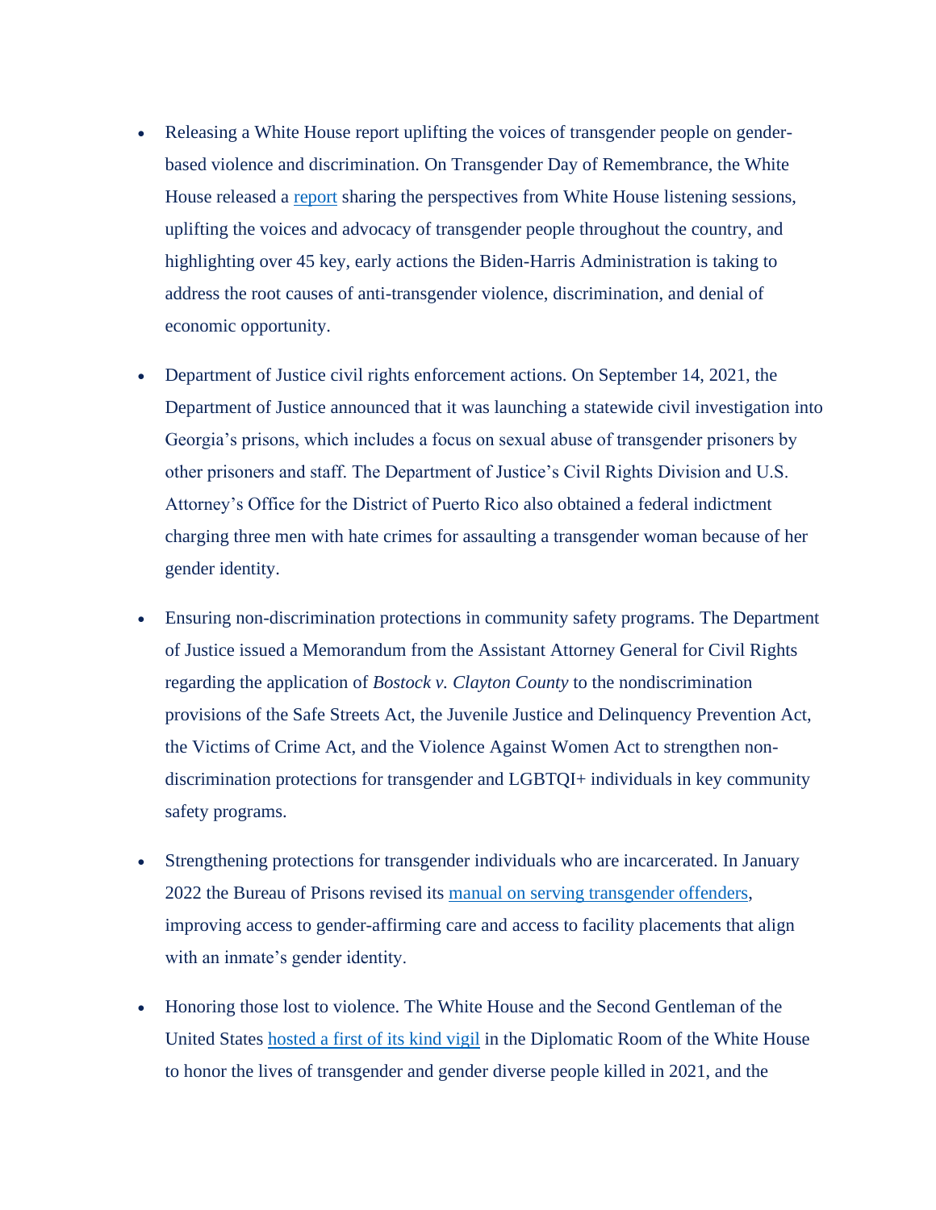- Releasing a White House report uplifting the voices of transgender people on gender-based violence and discrimination. On Transgender Day of Remembrance, the White House released a [report](#) sharing the perspectives from White House listening sessions, uplifting the voices and advocacy of transgender people throughout the country, and highlighting over 45 key, early actions the Biden-Harris Administration is taking to address the root causes of anti-transgender violence, discrimination, and denial of economic opportunity.

- Department of Justice civil rights enforcement actions. On September 14, 2021, the Department of Justice announced that it was launching a statewide civil investigation into Georgia's prisons, which includes a focus on sexual abuse of transgender prisoners by other prisoners and staff. The Department of Justice's Civil Rights Division and U.S. Attorney's Office for the District of Puerto Rico also obtained a federal indictment charging three men with hate crimes for assaulting a transgender woman because of her gender identity.

- Ensuring non-discrimination protections in community safety programs. The Department of Justice issued a Memorandum from the Assistant Attorney General for Civil Rights regarding the application of *Bostock v. Clayton County* to the nondiscrimination provisions of the Safe Streets Act, the Juvenile Justice and Delinquency Prevention Act, the Victims of Crime Act, and the Violence Against Women Act to strengthen non-discrimination protections for transgender and LGBTQI+ individuals in key community safety programs.

- Strengthening protections for transgender individuals who are incarcerated. In January 2022 the Bureau of Prisons revised its [manual on serving transgender offenders](#), improving access to gender-affirming care and access to facility placements that align with an inmate's gender identity.

- Honoring those lost to violence. The White House and the Second Gentleman of the United States [hosted a first of its kind vigil](#) in the Diplomatic Room of the White House to honor the lives of transgender and gender diverse people killed in 2021, and the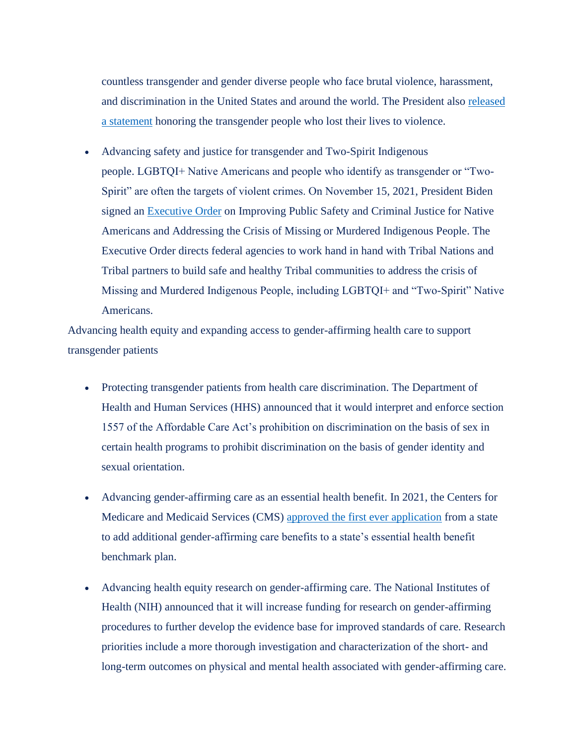countless transgender and gender diverse people who face brutal violence, harassment, and discrimination in the United States and around the world. The President also [released a statement](#) honoring the transgender people who lost their lives to violence.

- Advancing safety and justice for transgender and Two-Spirit Indigenous people. LGBTQI+ Native Americans and people who identify as transgender or "Two-Spirit" are often the targets of violent crimes. On November 15, 2021, President Biden signed an [Executive Order](#) on Improving Public Safety and Criminal Justice for Native Americans and Addressing the Crisis of Missing or Murdered Indigenous People. The Executive Order directs federal agencies to work hand in hand with Tribal Nations and Tribal partners to build safe and healthy Tribal communities to address the crisis of Missing and Murdered Indigenous People, including LGBTQI+ and "Two-Spirit" Native Americans.

Advancing health equity and expanding access to gender-affirming health care to support transgender patients

- Protecting transgender patients from health care discrimination. The Department of Health and Human Services (HHS) announced that it would interpret and enforce section 1557 of the Affordable Care Act's prohibition on discrimination on the basis of sex in certain health programs to prohibit discrimination on the basis of gender identity and sexual orientation.

- Advancing gender-affirming care as an essential health benefit. In 2021, the Centers for Medicare and Medicaid Services (CMS) [approved the first ever application](#) from a state to add additional gender-affirming care benefits to a state's essential health benefit benchmark plan.

- Advancing health equity research on gender-affirming care. The National Institutes of Health (NIH) announced that it will increase funding for research on gender-affirming procedures to further develop the evidence base for improved standards of care. Research priorities include a more thorough investigation and characterization of the short- and long-term outcomes on physical and mental health associated with gender-affirming care.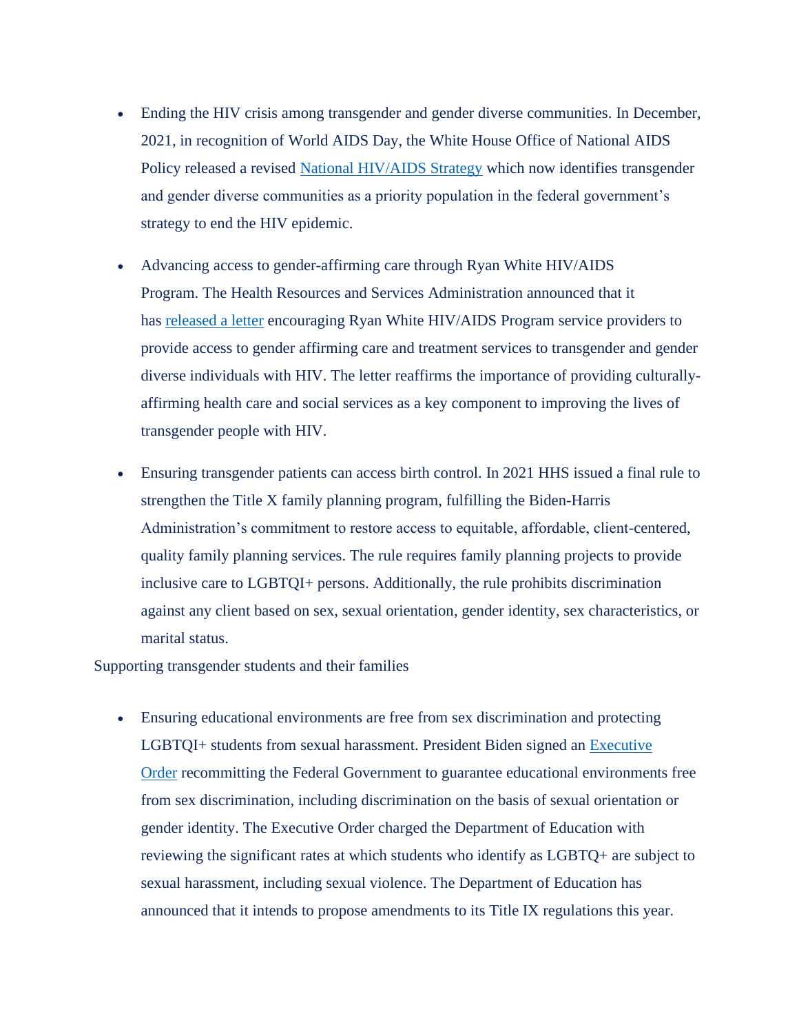- Ending the HIV crisis among transgender and gender diverse communities. In December, 2021, in recognition of World AIDS Day, the White House Office of National AIDS Policy released a revised National HIV/AIDS Strategy which now identifies transgender and gender diverse communities as a priority population in the federal government's strategy to end the HIV epidemic.

- Advancing access to gender-affirming care through Ryan White HIV/AIDS Program. The Health Resources and Services Administration announced that it has released a letter encouraging Ryan White HIV/AIDS Program service providers to provide access to gender affirming care and treatment services to transgender and gender diverse individuals with HIV. The letter reaffirms the importance of providing culturally-affirming health care and social services as a key component to improving the lives of transgender people with HIV.

- Ensuring transgender patients can access birth control. In 2021 HHS issued a final rule to strengthen the Title X family planning program, fulfilling the Biden-Harris Administration's commitment to restore access to equitable, affordable, client-centered, quality family planning services. The rule requires family planning projects to provide inclusive care to LGBTQI+ persons. Additionally, the rule prohibits discrimination against any client based on sex, sexual orientation, gender identity, sex characteristics, or marital status.

Supporting transgender students and their families

- Ensuring educational environments are free from sex discrimination and protecting LGBTQI+ students from sexual harassment. President Biden signed an Executive Order recommitting the Federal Government to guarantee educational environments free from sex discrimination, including discrimination on the basis of sexual orientation or gender identity. The Executive Order charged the Department of Education with reviewing the significant rates at which students who identify as LGBTQ+ are subject to sexual harassment, including sexual violence. The Department of Education has announced that it intends to propose amendments to its Title IX regulations this year.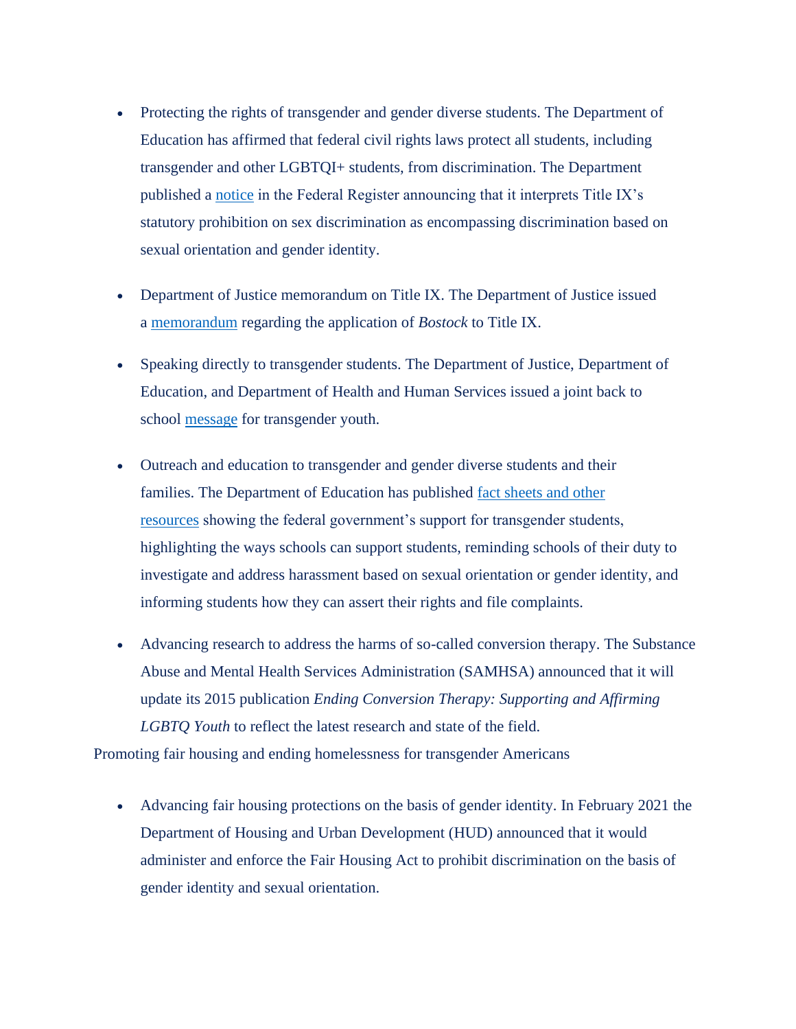- Protecting the rights of transgender and gender diverse students. The Department of Education has affirmed that federal civil rights laws protect all students, including transgender and other LGBTQI+ students, from discrimination. The Department published a notice in the Federal Register announcing that it interprets Title IX's statutory prohibition on sex discrimination as encompassing discrimination based on sexual orientation and gender identity.

- Department of Justice memorandum on Title IX. The Department of Justice issued a memorandum regarding the application of *Bostock* to Title IX.

- Speaking directly to transgender students. The Department of Justice, Department of Education, and Department of Health and Human Services issued a joint back to school message for transgender youth.

- Outreach and education to transgender and gender diverse students and their families. The Department of Education has published fact sheets and other resources showing the federal government's support for transgender students, highlighting the ways schools can support students, reminding schools of their duty to investigate and address harassment based on sexual orientation or gender identity, and informing students how they can assert their rights and file complaints.

- Advancing research to address the harms of so-called conversion therapy. The Substance Abuse and Mental Health Services Administration (SAMHSA) announced that it will update its 2015 publication *Ending Conversion Therapy: Supporting and Affirming LGBTQ Youth* to reflect the latest research and state of the field.

Promoting fair housing and ending homelessness for transgender Americans

- Advancing fair housing protections on the basis of gender identity. In February 2021 the Department of Housing and Urban Development (HUD) announced that it would administer and enforce the Fair Housing Act to prohibit discrimination on the basis of gender identity and sexual orientation.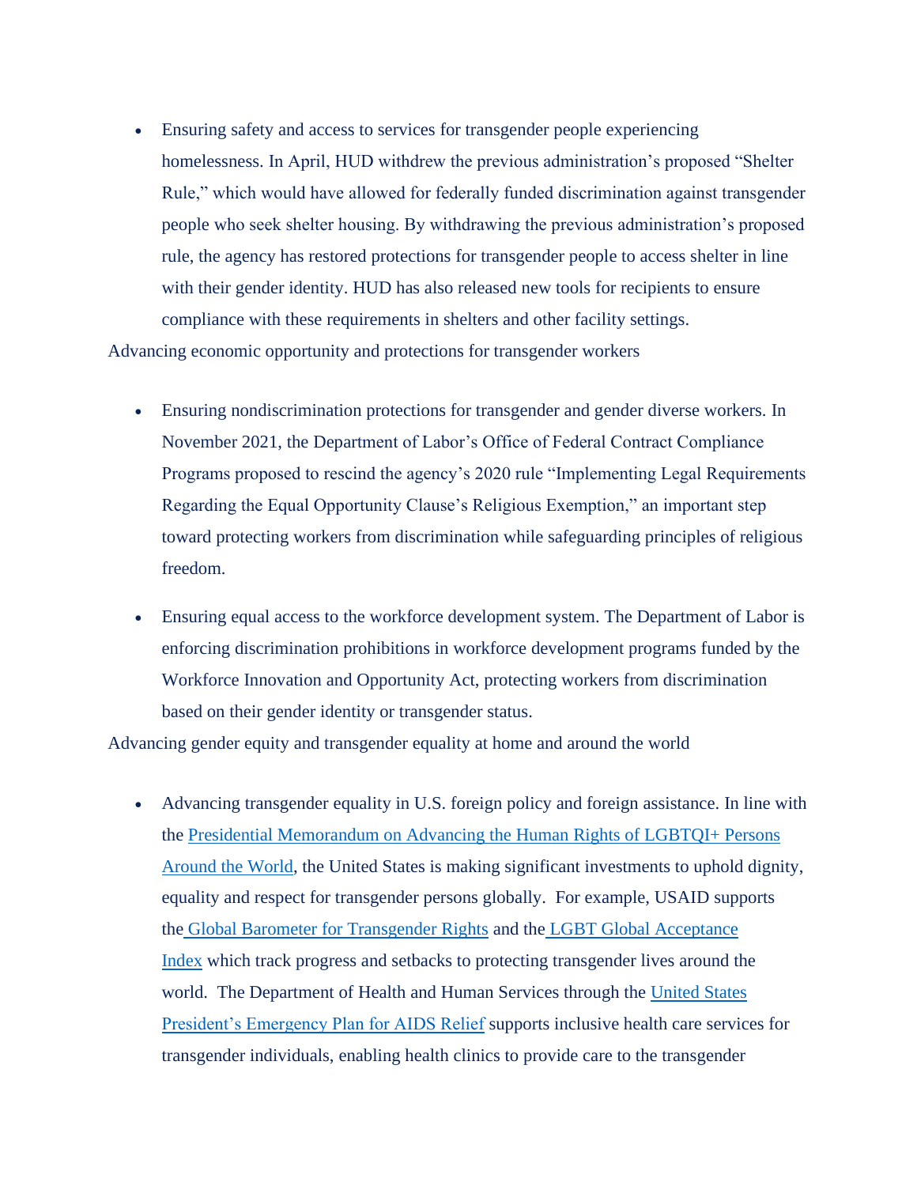- Ensuring safety and access to services for transgender people experiencing homelessness. In April, HUD withdrew the previous administration's proposed "Shelter Rule," which would have allowed for federally funded discrimination against transgender people who seek shelter housing. By withdrawing the previous administration's proposed rule, the agency has restored protections for transgender people to access shelter in line with their gender identity. HUD has also released new tools for recipients to ensure compliance with these requirements in shelters and other facility settings.

Advancing economic opportunity and protections for transgender workers

- Ensuring nondiscrimination protections for transgender and gender diverse workers. In November 2021, the Department of Labor's Office of Federal Contract Compliance Programs proposed to rescind the agency's 2020 rule "Implementing Legal Requirements Regarding the Equal Opportunity Clause's Religious Exemption," an important step toward protecting workers from discrimination while safeguarding principles of religious freedom.

- Ensuring equal access to the workforce development system. The Department of Labor is enforcing discrimination prohibitions in workforce development programs funded by the Workforce Innovation and Opportunity Act, protecting workers from discrimination based on their gender identity or transgender status.

Advancing gender equity and transgender equality at home and around the world

- Advancing transgender equality in U.S. foreign policy and foreign assistance. In line with the Presidential Memorandum on Advancing the Human Rights of LGBTQI+ Persons Around the World, the United States is making significant investments to uphold dignity, equality and respect for transgender persons globally. For example, USAID supports the Global Barometer for Transgender Rights and the LGBT Global Acceptance Index which track progress and setbacks to protecting transgender lives around the world. The Department of Health and Human Services through the United States President's Emergency Plan for AIDS Relief supports inclusive health care services for transgender individuals, enabling health clinics to provide care to the transgender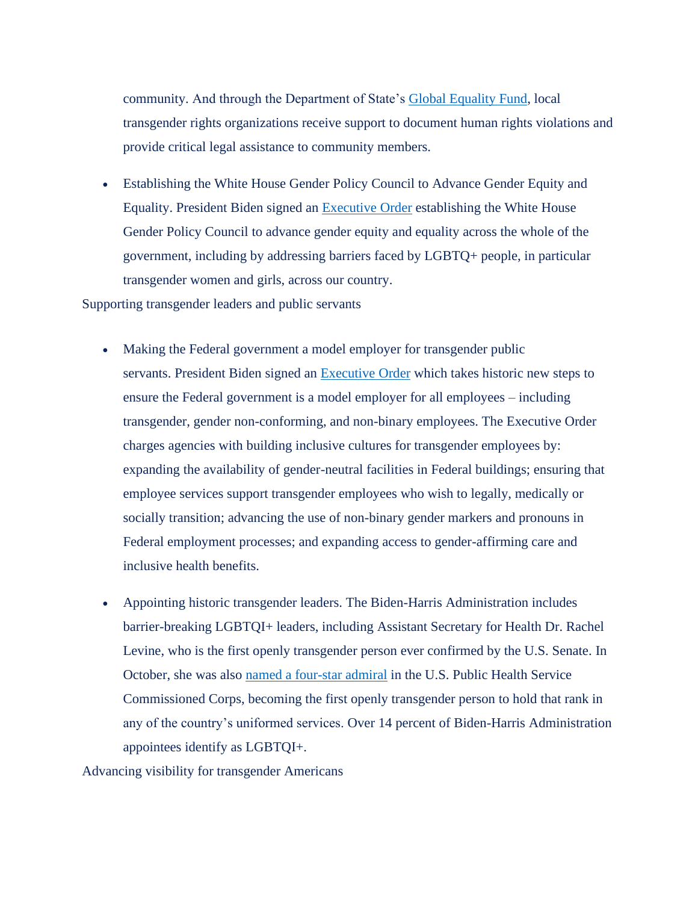community. And through the Department of State's Global Equality Fund, local transgender rights organizations receive support to document human rights violations and provide critical legal assistance to community members.

- Establishing the White House Gender Policy Council to Advance Gender Equity and Equality. President Biden signed an Executive Order establishing the White House Gender Policy Council to advance gender equity and equality across the whole of the government, including by addressing barriers faced by LGBTQ+ people, in particular transgender women and girls, across our country.

Supporting transgender leaders and public servants

- Making the Federal government a model employer for transgender public servants. President Biden signed an Executive Order which takes historic new steps to ensure the Federal government is a model employer for all employees – including transgender, gender non-conforming, and non-binary employees. The Executive Order charges agencies with building inclusive cultures for transgender employees by: expanding the availability of gender-neutral facilities in Federal buildings; ensuring that employee services support transgender employees who wish to legally, medically or socially transition; advancing the use of non-binary gender markers and pronouns in Federal employment processes; and expanding access to gender-affirming care and inclusive health benefits.

- Appointing historic transgender leaders. The Biden-Harris Administration includes barrier-breaking LGBTQI+ leaders, including Assistant Secretary for Health Dr. Rachel Levine, who is the first openly transgender person ever confirmed by the U.S. Senate. In October, she was also named a four-star admiral in the U.S. Public Health Service Commissioned Corps, becoming the first openly transgender person to hold that rank in any of the country's uniformed services. Over 14 percent of Biden-Harris Administration appointees identify as LGBTQI+.

Advancing visibility for transgender Americans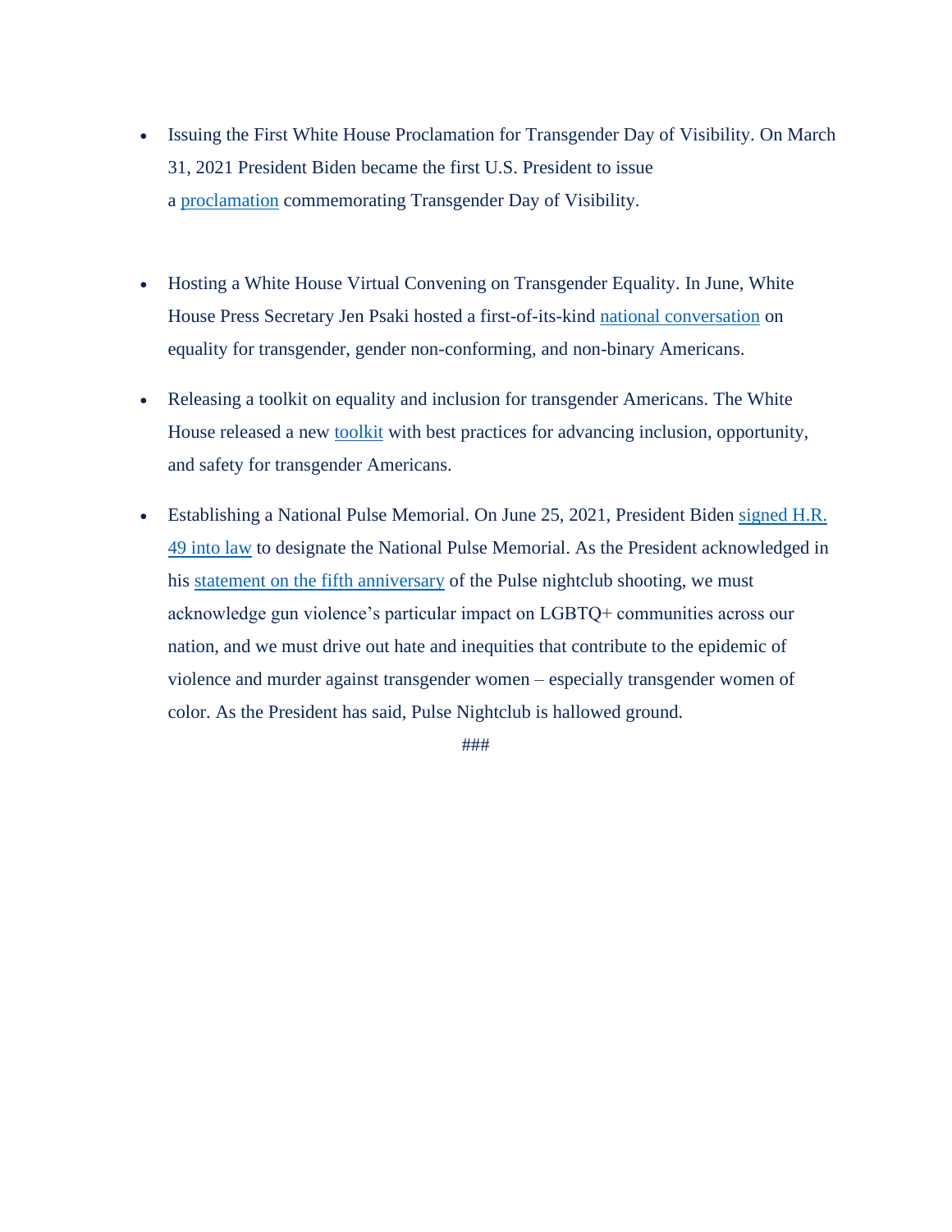- Issuing the First White House Proclamation for Transgender Day of Visibility. On March 31, 2021 President Biden became the first U.S. President to issue a proclamation commemorating Transgender Day of Visibility.

- Hosting a White House Virtual Convening on Transgender Equality. In June, White House Press Secretary Jen Psaki hosted a first-of-its-kind national conversation on equality for transgender, gender non-conforming, and non-binary Americans.

- Releasing a toolkit on equality and inclusion for transgender Americans. The White House released a new toolkit with best practices for advancing inclusion, opportunity, and safety for transgender Americans.

- Establishing a National Pulse Memorial. On June 25, 2021, President Biden signed H.R. 49 into law to designate the National Pulse Memorial. As the President acknowledged in his statement on the fifth anniversary of the Pulse nightclub shooting, we must acknowledge gun violence's particular impact on LGBTQ+ communities across our nation, and we must drive out hate and inequities that contribute to the epidemic of violence and murder against transgender women – especially transgender women of color. As the President has said, Pulse Nightclub is hallowed ground.

###